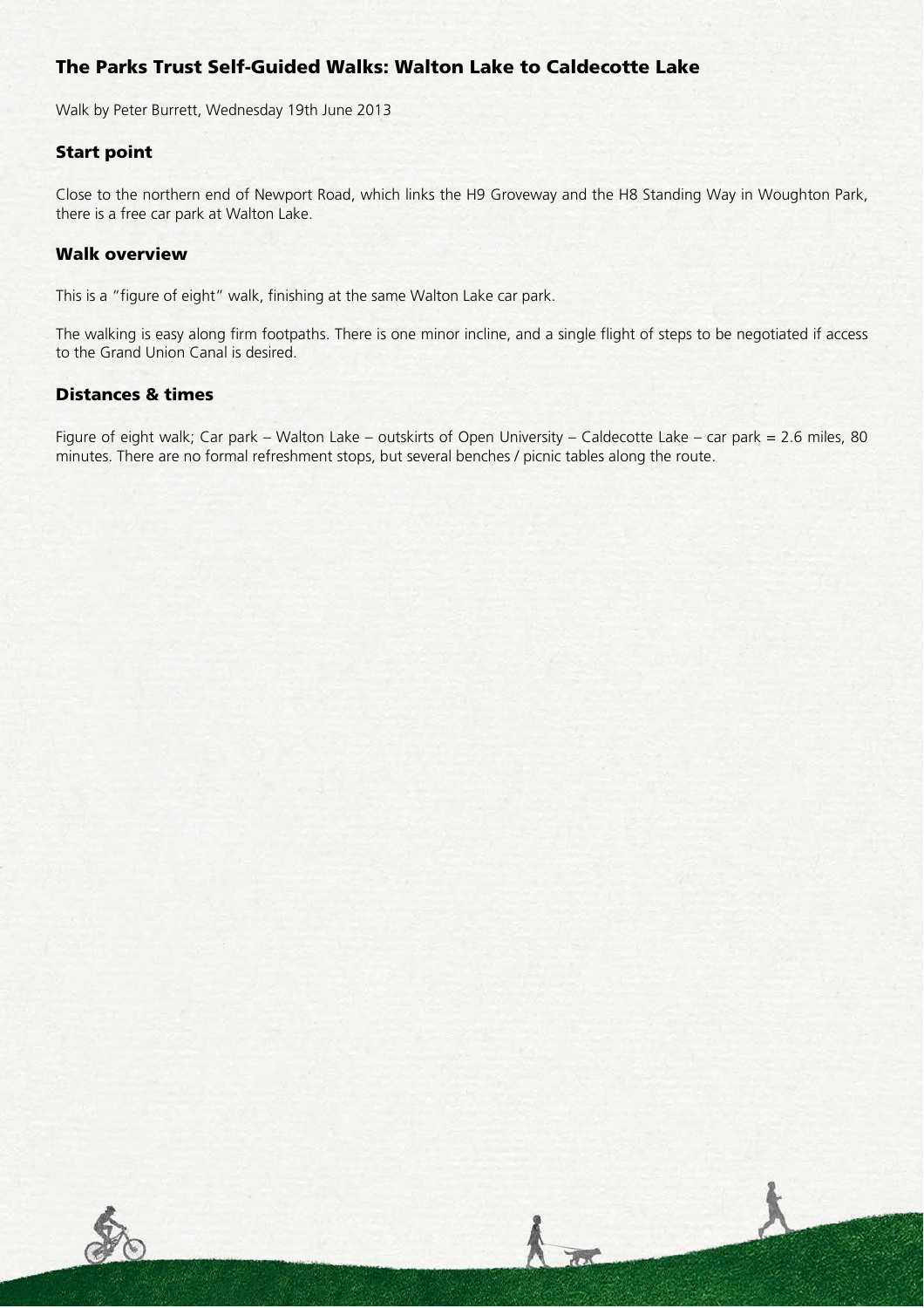# The Parks Trust Self-Guided Walks: Walton Lake to Caldecotte Lake

Walk by Peter Burrett, Wednesday 19th June 2013

## Start point

Close to the northern end of Newport Road, which links the H9 Groveway and the H8 Standing Way in Woughton Park, there is a free car park at Walton Lake.

## Walk overview

This is a "figure of eight" walk, finishing at the same Walton Lake car park.

The walking is easy along firm footpaths. There is one minor incline, and a single flight of steps to be negotiated if access to the Grand Union Canal is desired.

## Distances & times

Figure of eight walk; Car park – Walton Lake – outskirts of Open University – Caldecotte Lake – car park = 2.6 miles, 80 minutes. There are no formal refreshment stops, but several benches / picnic tables along the route.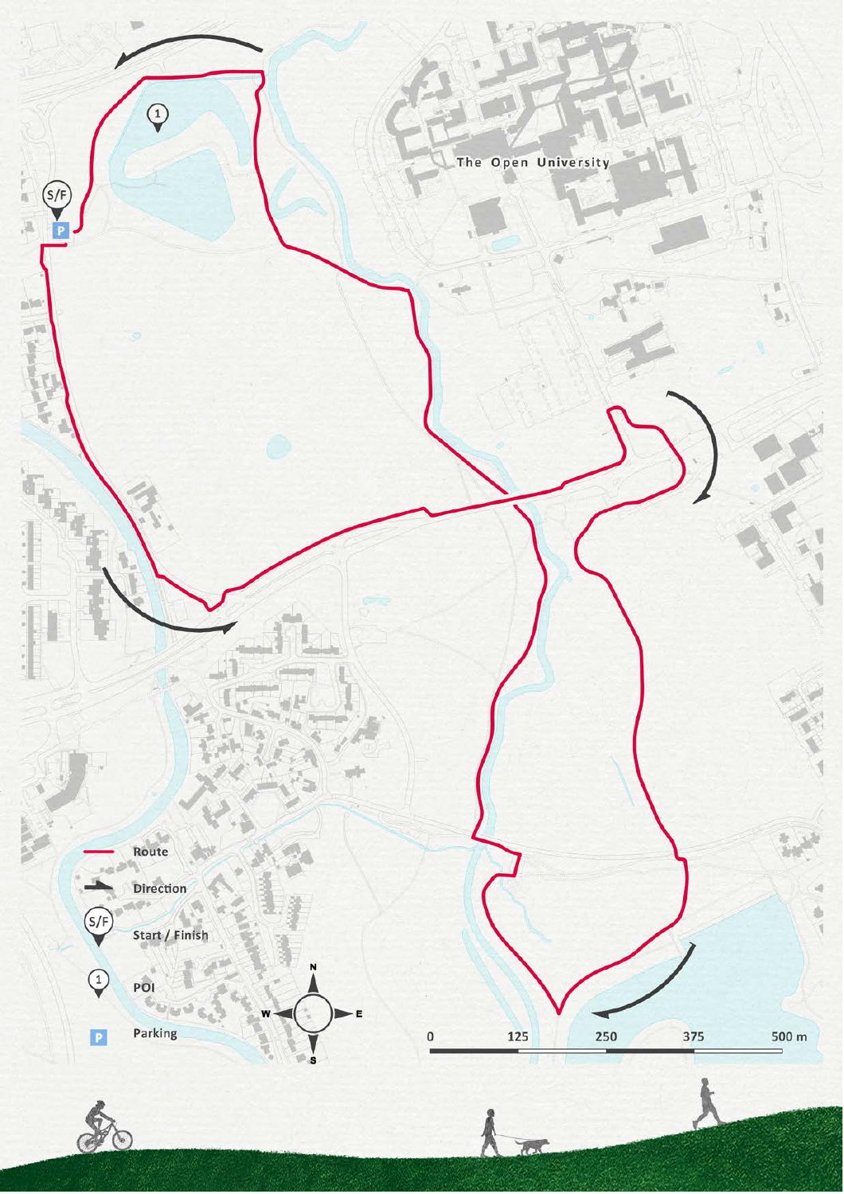The Open University

Route

Direction

S/F Start / Finish

1 POI

P Parking

0 125 250 375 500 m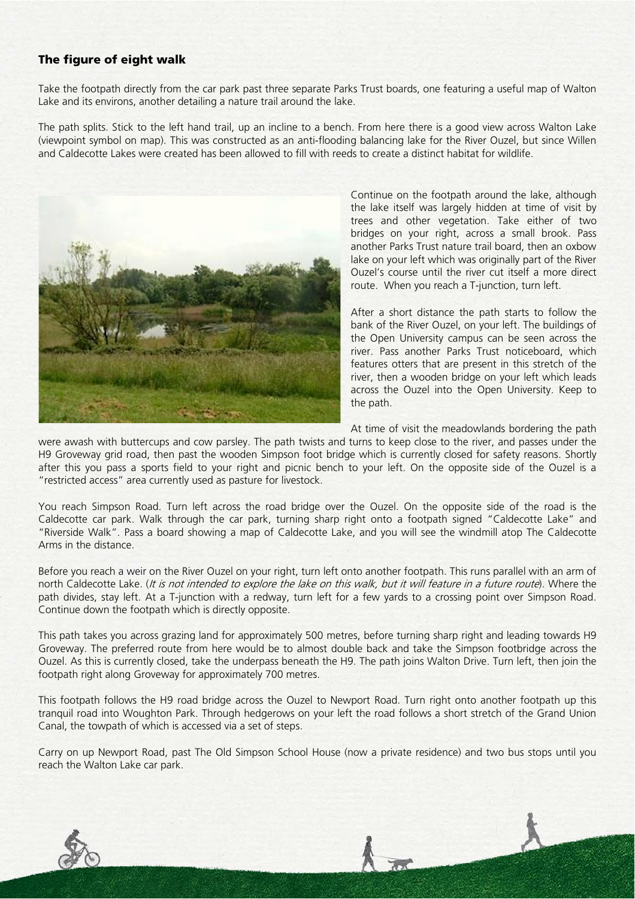## The figure of eight walk

Take the footpath directly from the car park past three separate Parks Trust boards, one featuring a useful map of Walton Lake and its environs, another detailing a nature trail around the lake.

The path splits. Stick to the left hand trail, up an incline to a bench. From here there is a good view across Walton Lake (viewpoint symbol on map). This was constructed as an anti-flooding balancing lake for the River Ouzel, but since Willen and Caldecotte Lakes were created has been allowed to fill with reeds to create a distinct habitat for wildlife.

Continue on the footpath around the lake, although the lake itself was largely hidden at time of visit by trees and other vegetation. Take either of two bridges on your right, across a small brook. Pass another Parks Trust nature trail board, then an oxbow lake on your left which was originally part of the River Ouzel's course until the river cut itself a more direct route. When you reach a T-junction, turn left.

After a short distance the path starts to follow the bank of the River Ouzel, on your left. The buildings of the Open University campus can be seen across the river. Pass another Parks Trust noticeboard, which features otters that are present in this stretch of the river, then a wooden bridge on your left which leads across the Ouzel into the Open University. Keep to the path.

At time of visit the meadowlands bordering the path were awash with buttercups and cow parsley. The path twists and turns to keep close to the river, and passes under the H9 Groveway grid road, then past the wooden Simpson foot bridge which is currently closed for safety reasons. Shortly after this you pass a sports field to your right and picnic bench to your left. On the opposite side of the Ouzel is a "restricted access" area currently used as pasture for livestock.

You reach Simpson Road. Turn left across the road bridge over the Ouzel. On the opposite side of the road is the Caldecotte car park. Walk through the car park, turning sharp right onto a footpath signed "Caldecotte Lake" and "Riverside Walk". Pass a board showing a map of Caldecotte Lake, and you will see the windmill atop The Caldecotte Arms in the distance.

Before you reach a weir on the River Ouzel on your right, turn left onto another footpath. This runs parallel with an arm of north Caldecotte Lake. (*It is not intended to explore the lake on this walk, but it will feature in a future route*). Where the path divides, stay left. At a T-junction with a redway, turn left for a few yards to a crossing point over Simpson Road. Continue down the footpath which is directly opposite.

This path takes you across grazing land for approximately 500 metres, before turning sharp right and leading towards H9 Groveway. The preferred route from here would be to almost double back and take the Simpson footbridge across the Ouzel. As this is currently closed, take the underpass beneath the H9. The path joins Walton Drive. Turn left, then join the footpath right along Groveway for approximately 700 metres.

This footpath follows the H9 road bridge across the Ouzel to Newport Road. Turn right onto another footpath up this tranquil road into Woughton Park. Through hedgerows on your left the road follows a short stretch of the Grand Union Canal, the towpath of which is accessed via a set of steps.

Carry on up Newport Road, past The Old Simpson School House (now a private residence) and two bus stops until you reach the Walton Lake car park.